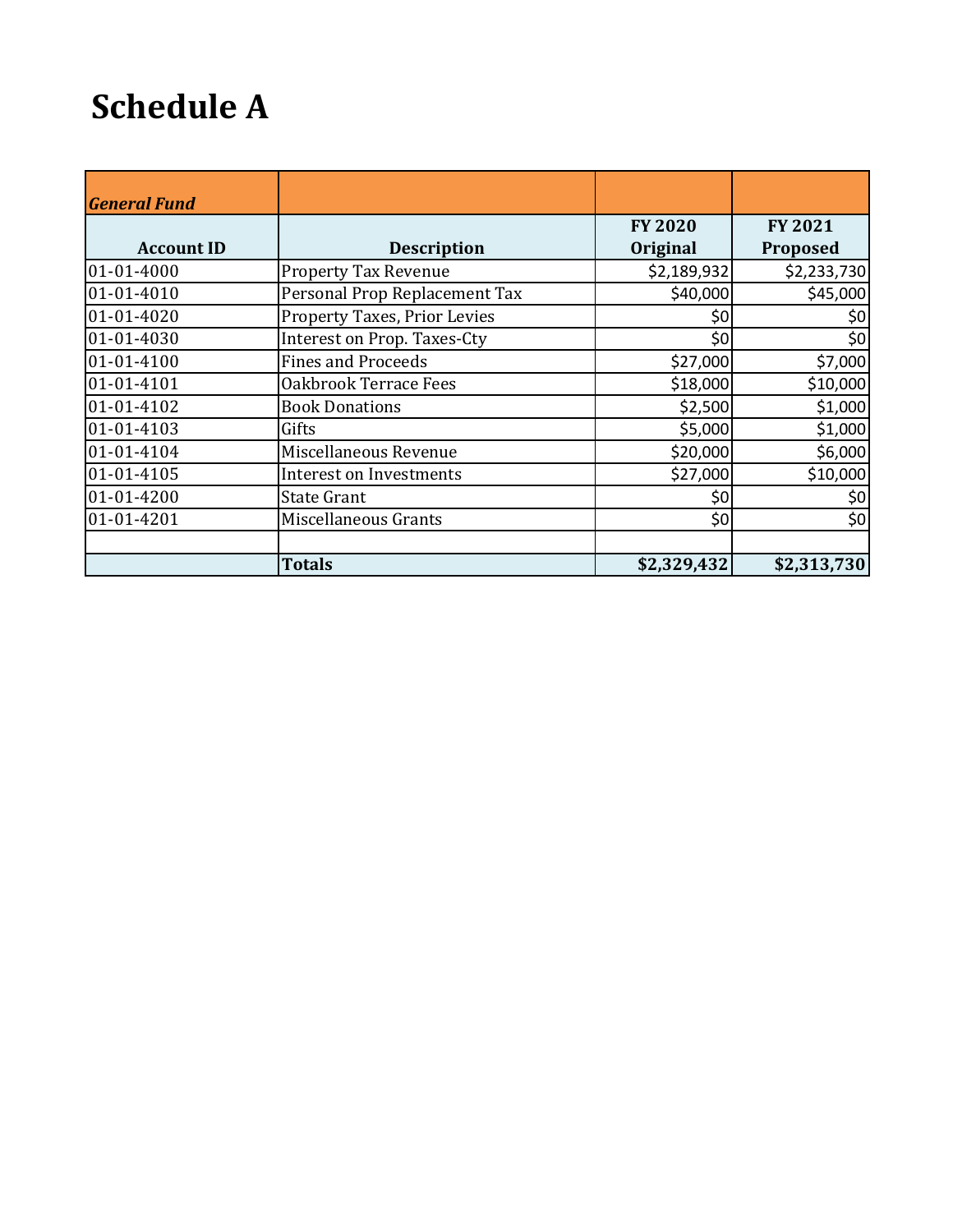# Schedule A

| *General Fund* | | | |
|---|---|---|---|
| **Account ID** | **Description** | **FY 2020 Original** | **FY 2021 Proposed** |
| 01-01-4000 | Property Tax Revenue | $2,189,932 | $2,233,730 |
| 01-01-4010 | Personal Prop Replacement Tax | $40,000 | $45,000 |
| 01-01-4020 | Property Taxes, Prior Levies | $0 | $0 |
| 01-01-4030 | Interest on Prop. Taxes-Cty | $0 | $0 |
| 01-01-4100 | Fines and Proceeds | $27,000 | $7,000 |
| 01-01-4101 | Oakbrook Terrace Fees | $18,000 | $10,000 |
| 01-01-4102 | Book Donations | $2,500 | $1,000 |
| 01-01-4103 | Gifts | $5,000 | $1,000 |
| 01-01-4104 | Miscellaneous Revenue | $20,000 | $6,000 |
| 01-01-4105 | Interest on Investments | $27,000 | $10,000 |
| 01-01-4200 | State Grant | $0 | $0 |
| 01-01-4201 | Miscellaneous Grants | $0 | $0 |
| | | | |
| | **Totals** | **$2,329,432** | **$2,313,730** |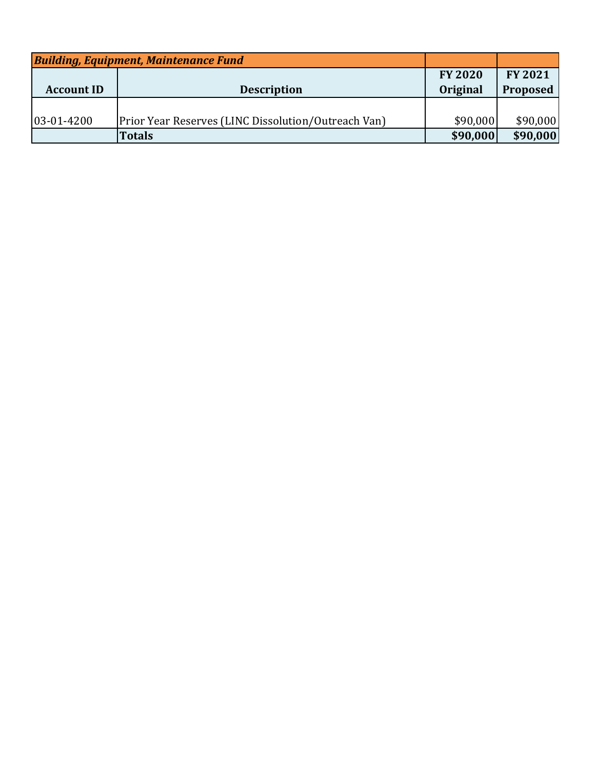| *Building, Equipment, Maintenance Fund* | | | |
|---|---|---|---|
| **Account ID** | **Description** | **FY 2020 Original** | **FY 2021 Proposed** |
| 03-01-4200 | Prior Year Reserves (LINC Dissolution/Outreach Van) | $90,000 | $90,000 |
| | **Totals** | **$90,000** | **$90,000** |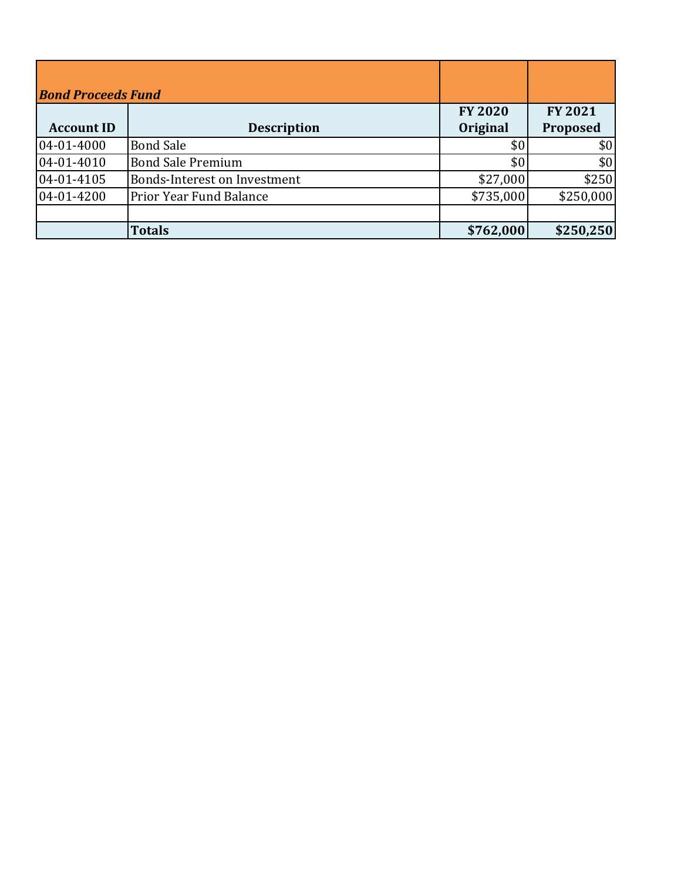| ***Bond Proceeds Fund*** | | | |
|---|---|---|---|
| **Account ID** | **Description** | **FY 2020 Original** | **FY 2021 Proposed** |
| 04-01-4000 | Bond Sale | $0 | $0 |
| 04-01-4010 | Bond Sale Premium | $0 | $0 |
| 04-01-4105 | Bonds-Interest on Investment | $27,000 | $250 |
| 04-01-4200 | Prior Year Fund Balance | $735,000 | $250,000 |
| | | | |
| | **Totals** | **$762,000** | **$250,250** |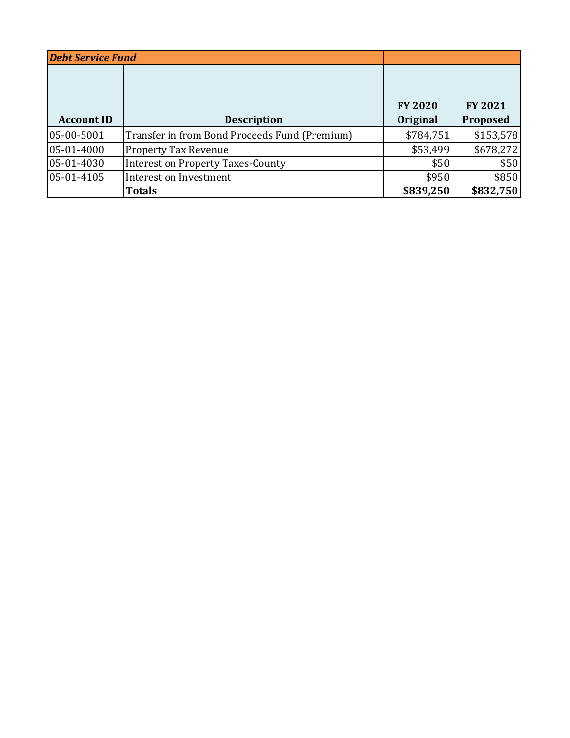| ***Debt Service Fund*** | | | |
|---|---|---|---|
| **Account ID** | **Description** | **FY 2020 Original** | **FY 2021 Proposed** |
| 05-00-5001 | Transfer in from Bond Proceeds Fund (Premium) | $784,751 | $153,578 |
| 05-01-4000 | Property Tax Revenue | $53,499 | $678,272 |
| 05-01-4030 | Interest on Property Taxes-County | $50 | $50 |
| 05-01-4105 | Interest on Investment | $950 | $850 |
| | **Totals** | **$839,250** | **$832,750** |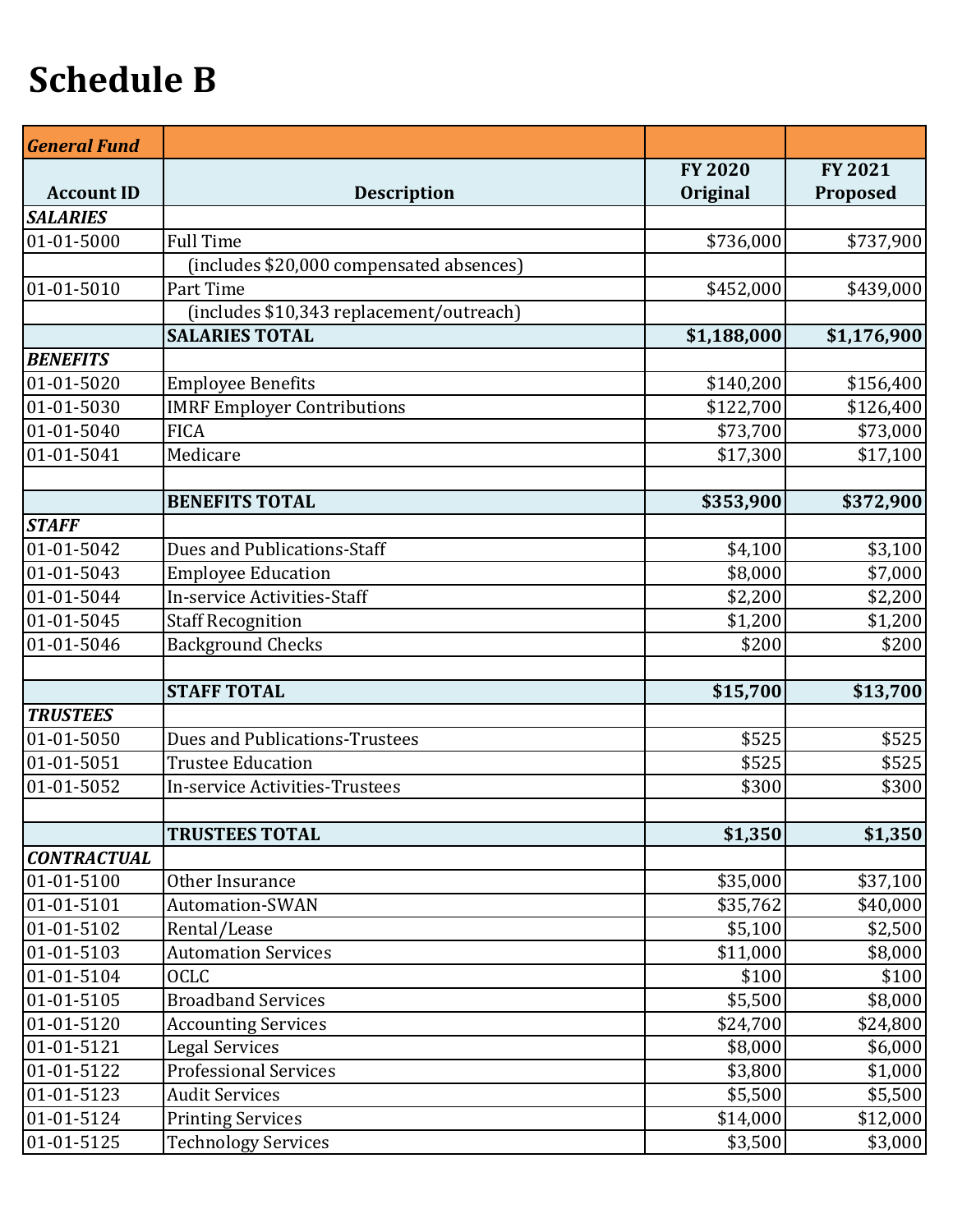# Schedule B

| *General Fund* | | | |
|---|---|---|---|
| **Account ID** | **Description** | **FY 2020 Original** | **FY 2021 Proposed** |
| ***SALARIES*** | | | |
| 01-01-5000 | Full Time | $736,000 | $737,900 |
| | (includes $20,000 compensated absences) | | |
| 01-01-5010 | Part Time | $452,000 | $439,000 |
| | (includes $10,343 replacement/outreach) | | |
| | **SALARIES TOTAL** | **$1,188,000** | **$1,176,900** |
| ***BENEFITS*** | | | |
| 01-01-5020 | Employee Benefits | $140,200 | $156,400 |
| 01-01-5030 | IMRF Employer Contributions | $122,700 | $126,400 |
| 01-01-5040 | FICA | $73,700 | $73,000 |
| 01-01-5041 | Medicare | $17,300 | $17,100 |
| | | | |
| | **BENEFITS TOTAL** | **$353,900** | **$372,900** |
| ***STAFF*** | | | |
| 01-01-5042 | Dues and Publications-Staff | $4,100 | $3,100 |
| 01-01-5043 | Employee Education | $8,000 | $7,000 |
| 01-01-5044 | In-service Activities-Staff | $2,200 | $2,200 |
| 01-01-5045 | Staff Recognition | $1,200 | $1,200 |
| 01-01-5046 | Background Checks | $200 | $200 |
| | | | |
| | **STAFF TOTAL** | **$15,700** | **$13,700** |
| ***TRUSTEES*** | | | |
| 01-01-5050 | Dues and Publications-Trustees | $525 | $525 |
| 01-01-5051 | Trustee Education | $525 | $525 |
| 01-01-5052 | In-service Activities-Trustees | $300 | $300 |
| | | | |
| | **TRUSTEES TOTAL** | **$1,350** | **$1,350** |
| ***CONTRACTUAL*** | | | |
| 01-01-5100 | Other Insurance | $35,000 | $37,100 |
| 01-01-5101 | Automation-SWAN | $35,762 | $40,000 |
| 01-01-5102 | Rental/Lease | $5,100 | $2,500 |
| 01-01-5103 | Automation Services | $11,000 | $8,000 |
| 01-01-5104 | OCLC | $100 | $100 |
| 01-01-5105 | Broadband Services | $5,500 | $8,000 |
| 01-01-5120 | Accounting Services | $24,700 | $24,800 |
| 01-01-5121 | Legal Services | $8,000 | $6,000 |
| 01-01-5122 | Professional Services | $3,800 | $1,000 |
| 01-01-5123 | Audit Services | $5,500 | $5,500 |
| 01-01-5124 | Printing Services | $14,000 | $12,000 |
| 01-01-5125 | Technology Services | $3,500 | $3,000 |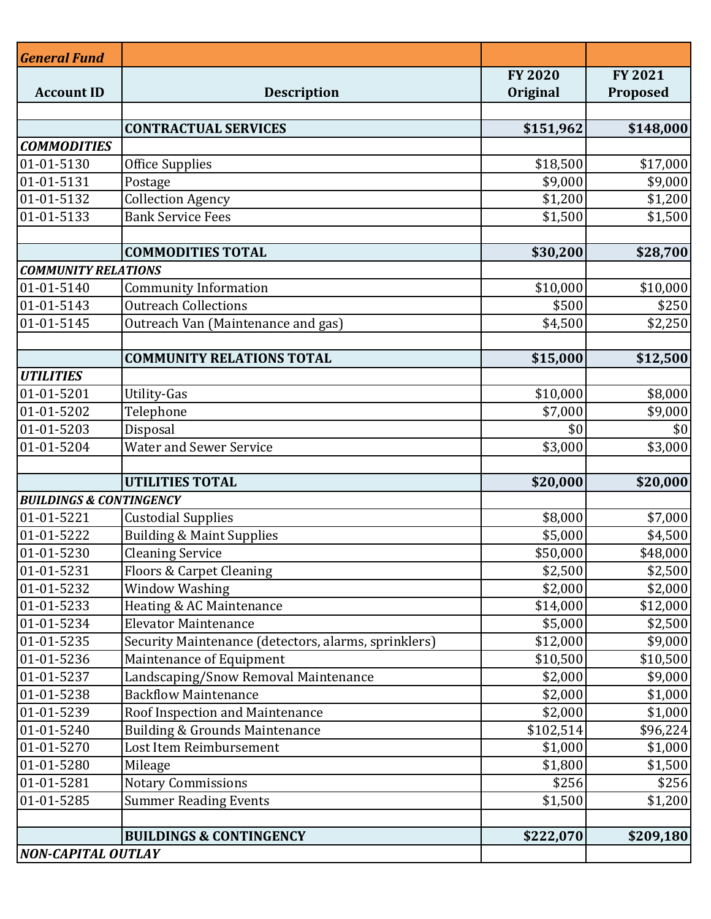| *General Fund* | | | |
|---|---|---|---|
| **Account ID** | **Description** | **FY 2020 Original** | **FY 2021 Proposed** |
| | | | |
| | **CONTRACTUAL SERVICES** | **$151,962** | **$148,000** |
| ***COMMODITIES*** | | | |
| 01-01-5130 | Office Supplies | $18,500 | $17,000 |
| 01-01-5131 | Postage | $9,000 | $9,000 |
| 01-01-5132 | Collection Agency | $1,200 | $1,200 |
| 01-01-5133 | Bank Service Fees | $1,500 | $1,500 |
| | | | |
| | **COMMODITIES TOTAL** | **$30,200** | **$28,700** |
| ***COMMUNITY RELATIONS*** | | | |
| 01-01-5140 | Community Information | $10,000 | $10,000 |
| 01-01-5143 | Outreach Collections | $500 | $250 |
| 01-01-5145 | Outreach Van (Maintenance and gas) | $4,500 | $2,250 |
| | | | |
| | **COMMUNITY RELATIONS TOTAL** | **$15,000** | **$12,500** |
| ***UTILITIES*** | | | |
| 01-01-5201 | Utility-Gas | $10,000 | $8,000 |
| 01-01-5202 | Telephone | $7,000 | $9,000 |
| 01-01-5203 | Disposal | $0 | $0 |
| 01-01-5204 | Water and Sewer Service | $3,000 | $3,000 |
| | | | |
| | **UTILITIES TOTAL** | **$20,000** | **$20,000** |
| ***BUILDINGS & CONTINGENCY*** | | | |
| 01-01-5221 | Custodial Supplies | $8,000 | $7,000 |
| 01-01-5222 | Building & Maint Supplies | $5,000 | $4,500 |
| 01-01-5230 | Cleaning Service | $50,000 | $48,000 |
| 01-01-5231 | Floors & Carpet Cleaning | $2,500 | $2,500 |
| 01-01-5232 | Window Washing | $2,000 | $2,000 |
| 01-01-5233 | Heating & AC Maintenance | $14,000 | $12,000 |
| 01-01-5234 | Elevator Maintenance | $5,000 | $2,500 |
| 01-01-5235 | Security Maintenance (detectors, alarms, sprinklers) | $12,000 | $9,000 |
| 01-01-5236 | Maintenance of Equipment | $10,500 | $10,500 |
| 01-01-5237 | Landscaping/Snow Removal Maintenance | $2,000 | $9,000 |
| 01-01-5238 | Backflow Maintenance | $2,000 | $1,000 |
| 01-01-5239 | Roof Inspection and Maintenance | $2,000 | $1,000 |
| 01-01-5240 | Building & Grounds Maintenance | $102,514 | $96,224 |
| 01-01-5270 | Lost Item Reimbursement | $1,000 | $1,000 |
| 01-01-5280 | Mileage | $1,800 | $1,500 |
| 01-01-5281 | Notary Commissions | $256 | $256 |
| 01-01-5285 | Summer Reading Events | $1,500 | $1,200 |
| | | | |
| | **BUILDINGS & CONTINGENCY** | **$222,070** | **$209,180** |
| ***NON-CAPITAL OUTLAY*** | | | |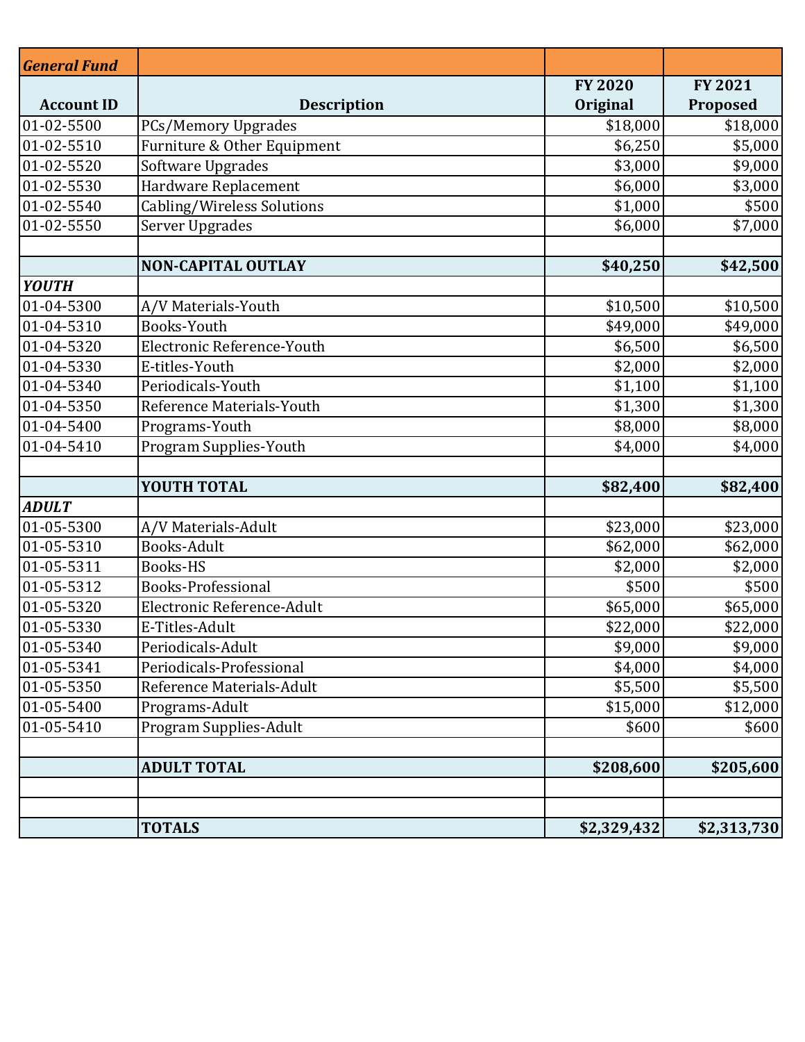| *General Fund* | | | |
|---|---|---|---|
| **Account ID** | **Description** | **FY 2020 Original** | **FY 2021 Proposed** |
| 01-02-5500 | PCs/Memory Upgrades | $18,000 | $18,000 |
| 01-02-5510 | Furniture & Other Equipment | $6,250 | $5,000 |
| 01-02-5520 | Software Upgrades | $3,000 | $9,000 |
| 01-02-5530 | Hardware Replacement | $6,000 | $3,000 |
| 01-02-5540 | Cabling/Wireless Solutions | $1,000 | $500 |
| 01-02-5550 | Server Upgrades | $6,000 | $7,000 |
| | | | |
| | **NON-CAPITAL OUTLAY** | **$40,250** | **$42,500** |
| ***YOUTH*** | | | |
| 01-04-5300 | A/V Materials-Youth | $10,500 | $10,500 |
| 01-04-5310 | Books-Youth | $49,000 | $49,000 |
| 01-04-5320 | Electronic Reference-Youth | $6,500 | $6,500 |
| 01-04-5330 | E-titles-Youth | $2,000 | $2,000 |
| 01-04-5340 | Periodicals-Youth | $1,100 | $1,100 |
| 01-04-5350 | Reference Materials-Youth | $1,300 | $1,300 |
| 01-04-5400 | Programs-Youth | $8,000 | $8,000 |
| 01-04-5410 | Program Supplies-Youth | $4,000 | $4,000 |
| | | | |
| | **YOUTH TOTAL** | **$82,400** | **$82,400** |
| ***ADULT*** | | | |
| 01-05-5300 | A/V Materials-Adult | $23,000 | $23,000 |
| 01-05-5310 | Books-Adult | $62,000 | $62,000 |
| 01-05-5311 | Books-HS | $2,000 | $2,000 |
| 01-05-5312 | Books-Professional | $500 | $500 |
| 01-05-5320 | Electronic Reference-Adult | $65,000 | $65,000 |
| 01-05-5330 | E-Titles-Adult | $22,000 | $22,000 |
| 01-05-5340 | Periodicals-Adult | $9,000 | $9,000 |
| 01-05-5341 | Periodicals-Professional | $4,000 | $4,000 |
| 01-05-5350 | Reference Materials-Adult | $5,500 | $5,500 |
| 01-05-5400 | Programs-Adult | $15,000 | $12,000 |
| 01-05-5410 | Program Supplies-Adult | $600 | $600 |
| | | | |
| | **ADULT TOTAL** | **$208,600** | **$205,600** |
| | | | |
| | | | |
| | **TOTALS** | **$2,329,432** | **$2,313,730** |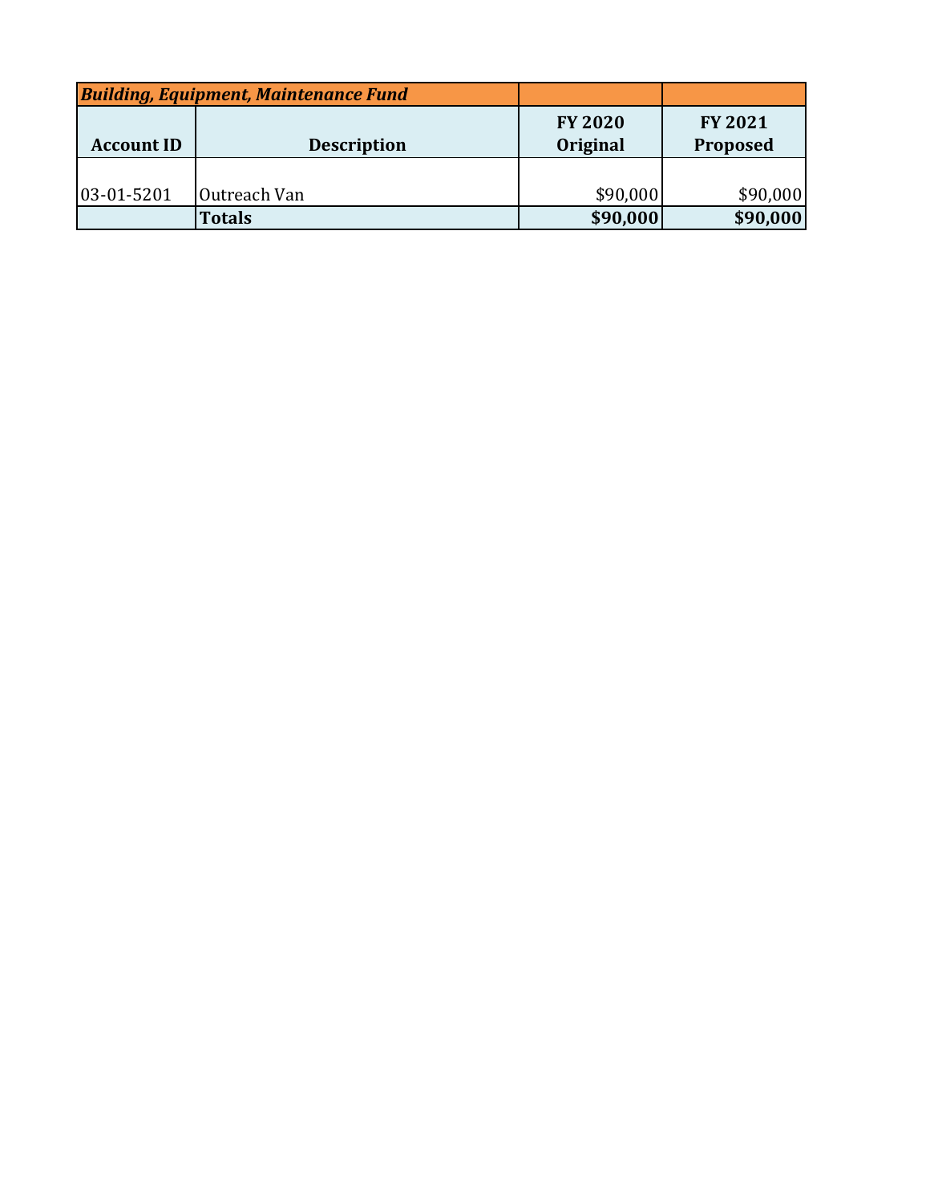| ***Building, Equipment, Maintenance Fund*** | | | |
|---|---|---|---|
| **Account ID** | **Description** | **FY 2020 Original** | **FY 2021 Proposed** |
| 03-01-5201 | Outreach Van | $90,000 | $90,000 |
| | **Totals** | **$90,000** | **$90,000** |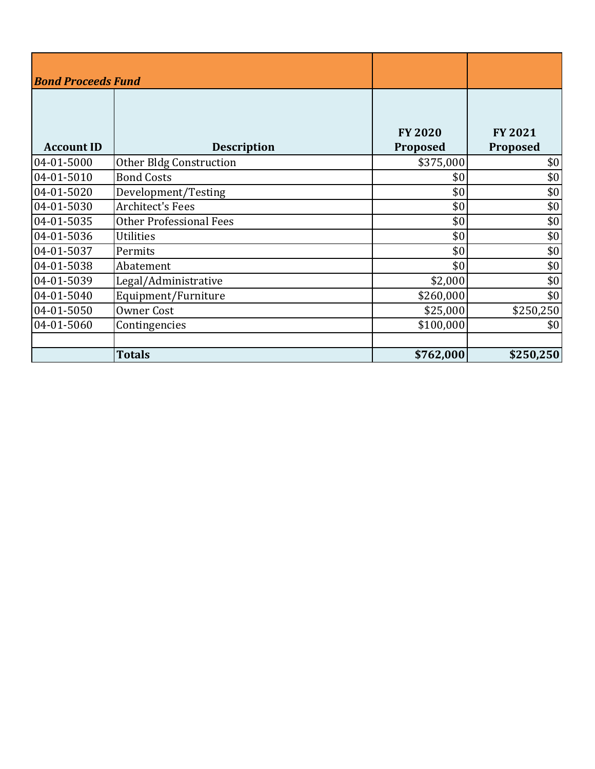| *Bond Proceeds Fund* | | | |
|---|---|---|---|
| **Account ID** | **Description** | **FY 2020 Proposed** | **FY 2021 Proposed** |
| 04-01-5000 | Other Bldg Construction | $375,000 | $0 |
| 04-01-5010 | Bond Costs | $0 | $0 |
| 04-01-5020 | Development/Testing | $0 | $0 |
| 04-01-5030 | Architect's Fees | $0 | $0 |
| 04-01-5035 | Other Professional Fees | $0 | $0 |
| 04-01-5036 | Utilities | $0 | $0 |
| 04-01-5037 | Permits | $0 | $0 |
| 04-01-5038 | Abatement | $0 | $0 |
| 04-01-5039 | Legal/Administrative | $2,000 | $0 |
| 04-01-5040 | Equipment/Furniture | $260,000 | $0 |
| 04-01-5050 | Owner Cost | $25,000 | $250,250 |
| 04-01-5060 | Contingencies | $100,000 | $0 |
| | | | |
| | **Totals** | **$762,000** | **$250,250** |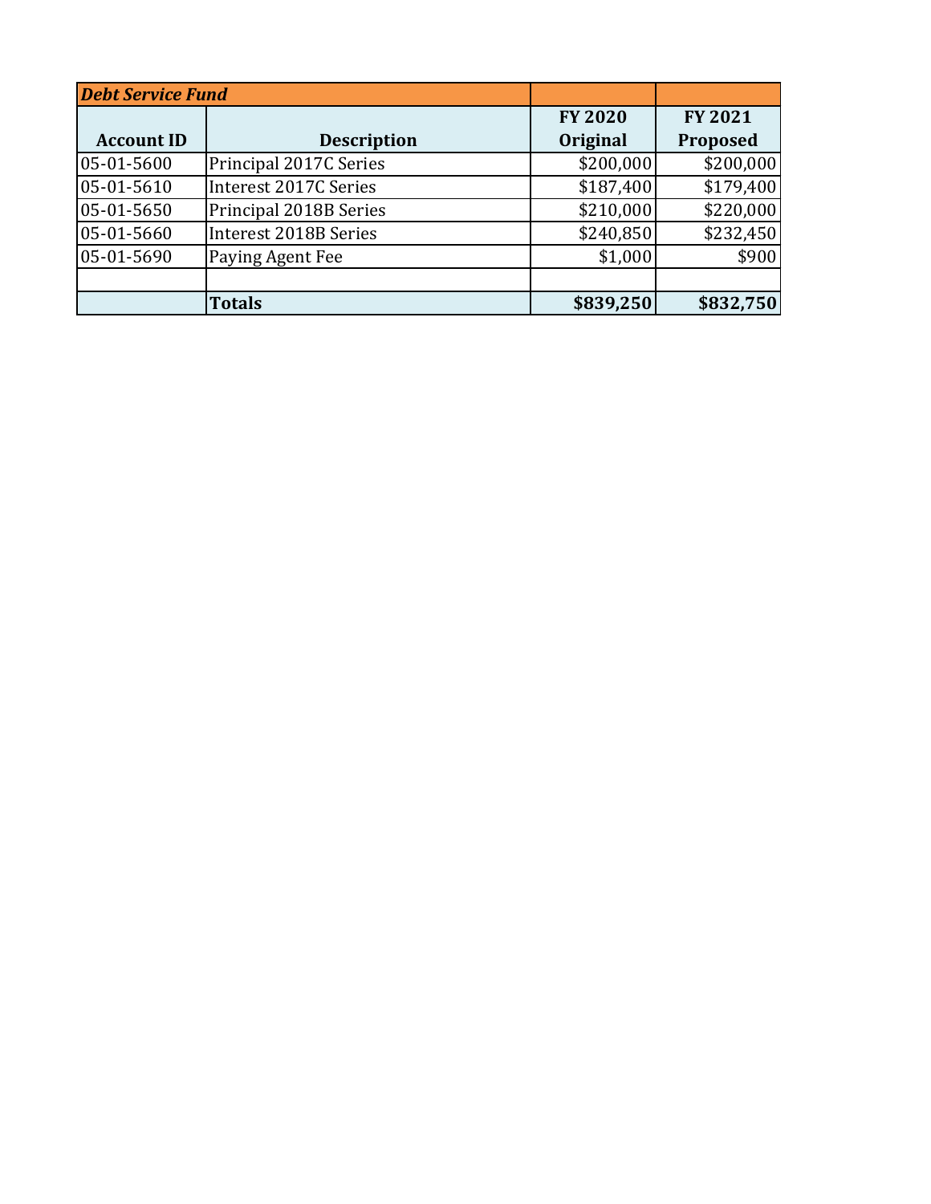| *Debt Service Fund* | | | |
|---|---|---|---|
| **Account ID** | **Description** | **FY 2020 Original** | **FY 2021 Proposed** |
| 05-01-5600 | Principal 2017C Series | $200,000 | $200,000 |
| 05-01-5610 | Interest 2017C Series | $187,400 | $179,400 |
| 05-01-5650 | Principal 2018B Series | $210,000 | $220,000 |
| 05-01-5660 | Interest 2018B Series | $240,850 | $232,450 |
| 05-01-5690 | Paying Agent Fee | $1,000 | $900 |
| | | | |
| | **Totals** | **$839,250** | **$832,750** |